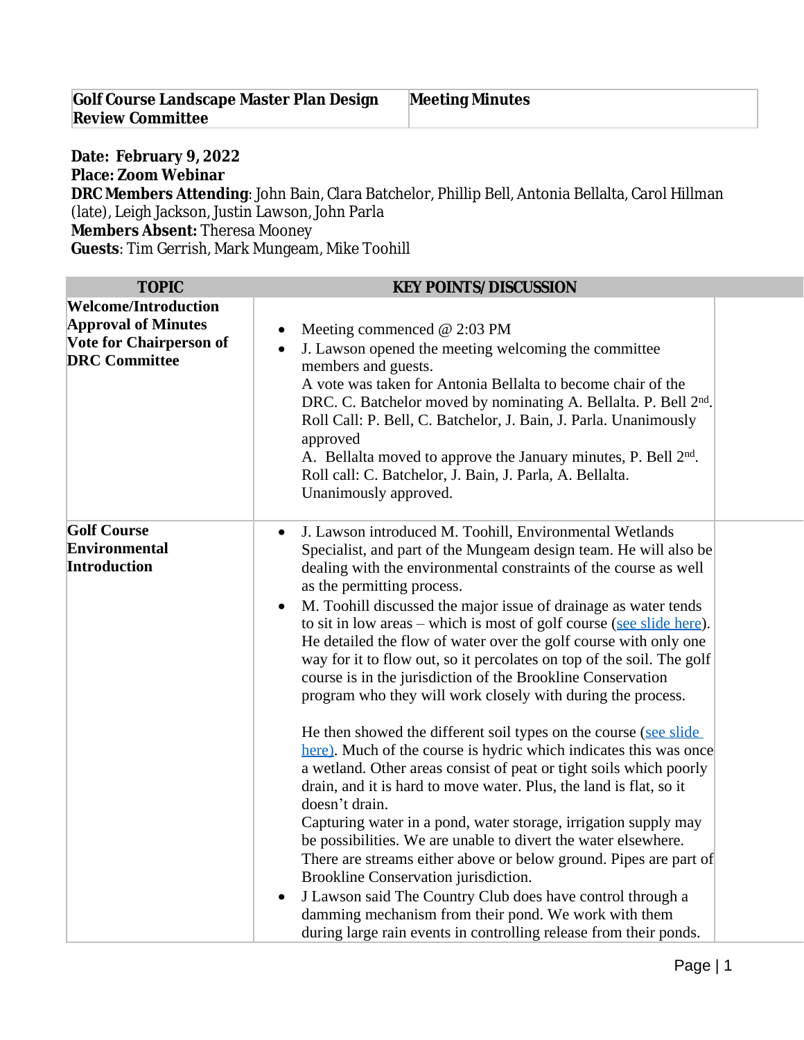| Golf Course Landscape Master Plan Design Review Committee | Meeting Minutes |
|---|---|

**Date: February 9, 2022**
**Place: Zoom Webinar**
**DRC Members Attending**: John Bain, Clara Batchelor, Phillip Bell, Antonia Bellalta, Carol Hillman (late), Leigh Jackson, Justin Lawson, John Parla
**Members Absent:** Theresa Mooney
**Guests**: Tim Gerrish, Mark Mungeam, Mike Toohill

| TOPIC | KEY POINTS/ DISCUSSION |
|---|---|
| **Welcome/Introduction Approval of Minutes Vote for Chairperson of DRC Committee** | • Meeting commenced @ 2:03 PM<br>• J. Lawson opened the meeting welcoming the committee members and guests.<br>A vote was taken for Antonia Bellalta to become chair of the DRC. C. Batchelor moved by nominating A. Bellalta. P. Bell 2nd. Roll Call: P. Bell, C. Batchelor, J. Bain, J. Parla. Unanimously approved<br>A. Bellalta moved to approve the January minutes, P. Bell 2nd. Roll call: C. Batchelor, J. Bain, J. Parla, A. Bellalta. Unanimously approved. |
| **Golf Course Environmental Introduction** | • J. Lawson introduced M. Toohill, Environmental Wetlands Specialist, and part of the Mungeam design team. He will also be dealing with the environmental constraints of the course as well as the permitting process.<br>• M. Toohill discussed the major issue of drainage as water tends to sit in low areas – which is most of golf course (see slide here). He detailed the flow of water over the golf course with only one way for it to flow out, so it percolates on top of the soil. The golf course is in the jurisdiction of the Brookline Conservation program who they will work closely with during the process.<br><br>He then showed the different soil types on the course (see slide here). Much of the course is hydric which indicates this was once a wetland. Other areas consist of peat or tight soils which poorly drain, and it is hard to move water. Plus, the land is flat, so it doesn't drain.<br>Capturing water in a pond, water storage, irrigation supply may be possibilities. We are unable to divert the water elsewhere. There are streams either above or below ground. Pipes are part of Brookline Conservation jurisdiction.<br>• J Lawson said The Country Club does have control through a damming mechanism from their pond. We work with them during large rain events in controlling release from their ponds. |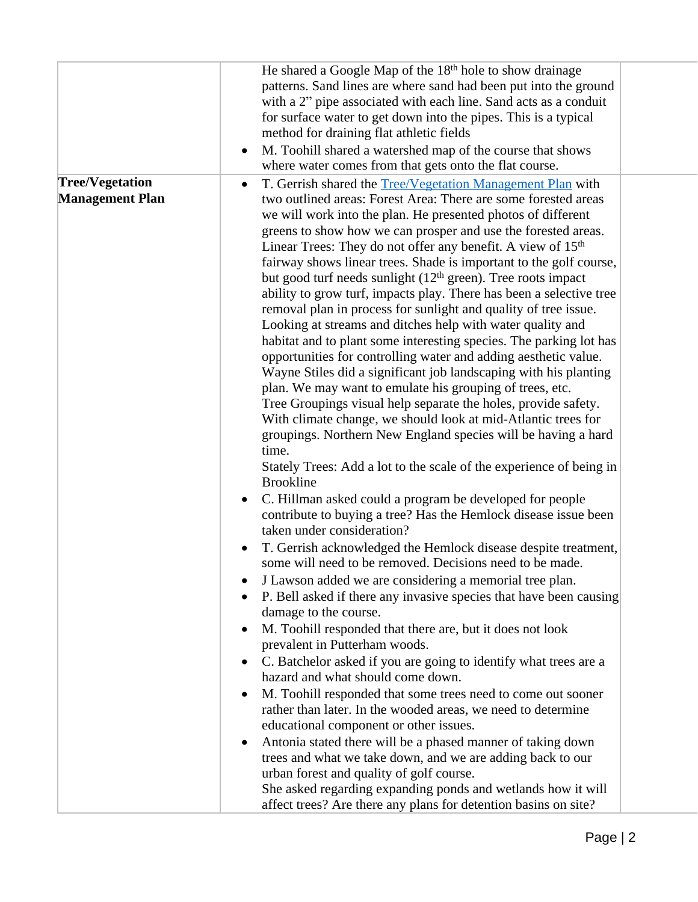| | | |
|---|---|---|
| | He shared a Google Map of the 18th hole to show drainage patterns. Sand lines are where sand had been put into the ground with a 2" pipe associated with each line. Sand acts as a conduit for surface water to get down into the pipes. This is a typical method for draining flat athletic fields<br>• M. Toohill shared a watershed map of the course that shows where water comes from that gets onto the flat course. | |
| **Tree/Vegetation Management Plan** | • T. Gerrish shared the [Tree/Vegetation Management Plan]() with two outlined areas: Forest Area: There are some forested areas we will work into the plan. He presented photos of different greens to show how we can prosper and use the forested areas. Linear Trees: They do not offer any benefit. A view of 15th fairway shows linear trees. Shade is important to the golf course, but good turf needs sunlight (12th green). Tree roots impact ability to grow turf, impacts play. There has been a selective tree removal plan in process for sunlight and quality of tree issue. Looking at streams and ditches help with water quality and habitat and to plant some interesting species. The parking lot has opportunities for controlling water and adding aesthetic value. Wayne Stiles did a significant job landscaping with his planting plan. We may want to emulate his grouping of trees, etc. Tree Groupings visual help separate the holes, provide safety. With climate change, we should look at mid-Atlantic trees for groupings. Northern New England species will be having a hard time.<br>Stately Trees: Add a lot to the scale of the experience of being in Brookline<br>• C. Hillman asked could a program be developed for people contribute to buying a tree? Has the Hemlock disease issue been taken under consideration?<br>• T. Gerrish acknowledged the Hemlock disease despite treatment, some will need to be removed. Decisions need to be made.<br>• J Lawson added we are considering a memorial tree plan.<br>• P. Bell asked if there any invasive species that have been causing damage to the course.<br>• M. Toohill responded that there are, but it does not look prevalent in Putterham woods.<br>• C. Batchelor asked if you are going to identify what trees are a hazard and what should come down.<br>• M. Toohill responded that some trees need to come out sooner rather than later. In the wooded areas, we need to determine educational component or other issues.<br>• Antonia stated there will be a phased manner of taking down trees and what we take down, and we are adding back to our urban forest and quality of golf course.<br>She asked regarding expanding ponds and wetlands how it will affect trees? Are there any plans for detention basins on site? | |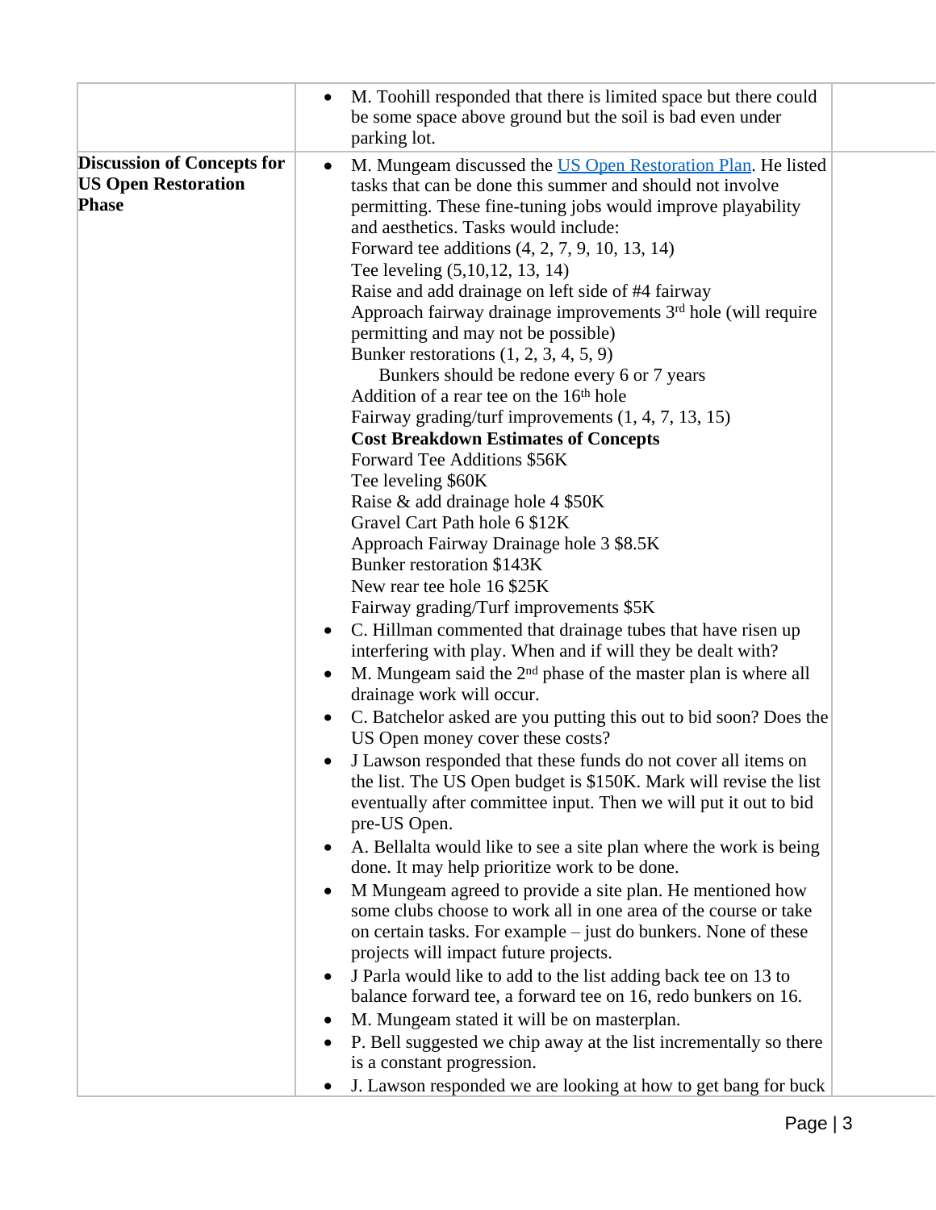| | | |
|---|---|---|
| | • M. Toohill responded that there is limited space but there could be some space above ground but the soil is bad even under parking lot. | |
| **Discussion of Concepts for US Open Restoration Phase** | • M. Mungeam discussed the [US Open Restoration Plan](). He listed tasks that can be done this summer and should not involve permitting. These fine-tuning jobs would improve playability and aesthetics. Tasks would include:<br>Forward tee additions (4, 2, 7, 9, 10, 13, 14)<br>Tee leveling (5,10,12, 13, 14)<br>Raise and add drainage on left side of #4 fairway<br>Approach fairway drainage improvements 3rd hole (will require permitting and may not be possible)<br>Bunker restorations (1, 2, 3, 4, 5, 9)<br>Bunkers should be redone every 6 or 7 years<br>Addition of a rear tee on the 16th hole<br>Fairway grading/turf improvements (1, 4, 7, 13, 15)<br>**Cost Breakdown Estimates of Concepts**<br>Forward Tee Additions $56K<br>Tee leveling $60K<br>Raise & add drainage hole 4 $50K<br>Gravel Cart Path hole 6 $12K<br>Approach Fairway Drainage hole 3 $8.5K<br>Bunker restoration $143K<br>New rear tee hole 16 $25K<br>Fairway grading/Turf improvements $5K<br>• C. Hillman commented that drainage tubes that have risen up interfering with play. When and if will they be dealt with?<br>• M. Mungeam said the 2nd phase of the master plan is where all drainage work will occur.<br>• C. Batchelor asked are you putting this out to bid soon? Does the US Open money cover these costs?<br>• J Lawson responded that these funds do not cover all items on the list. The US Open budget is $150K. Mark will revise the list eventually after committee input. Then we will put it out to bid pre-US Open.<br>• A. Bellalta would like to see a site plan where the work is being done. It may help prioritize work to be done.<br>• M Mungeam agreed to provide a site plan. He mentioned how some clubs choose to work all in one area of the course or take on certain tasks. For example – just do bunkers. None of these projects will impact future projects.<br>• J Parla would like to add to the list adding back tee on 13 to balance forward tee, a forward tee on 16, redo bunkers on 16.<br>• M. Mungeam stated it will be on masterplan.<br>• P. Bell suggested we chip away at the list incrementally so there is a constant progression.<br>• J. Lawson responded we are looking at how to get bang for buck | |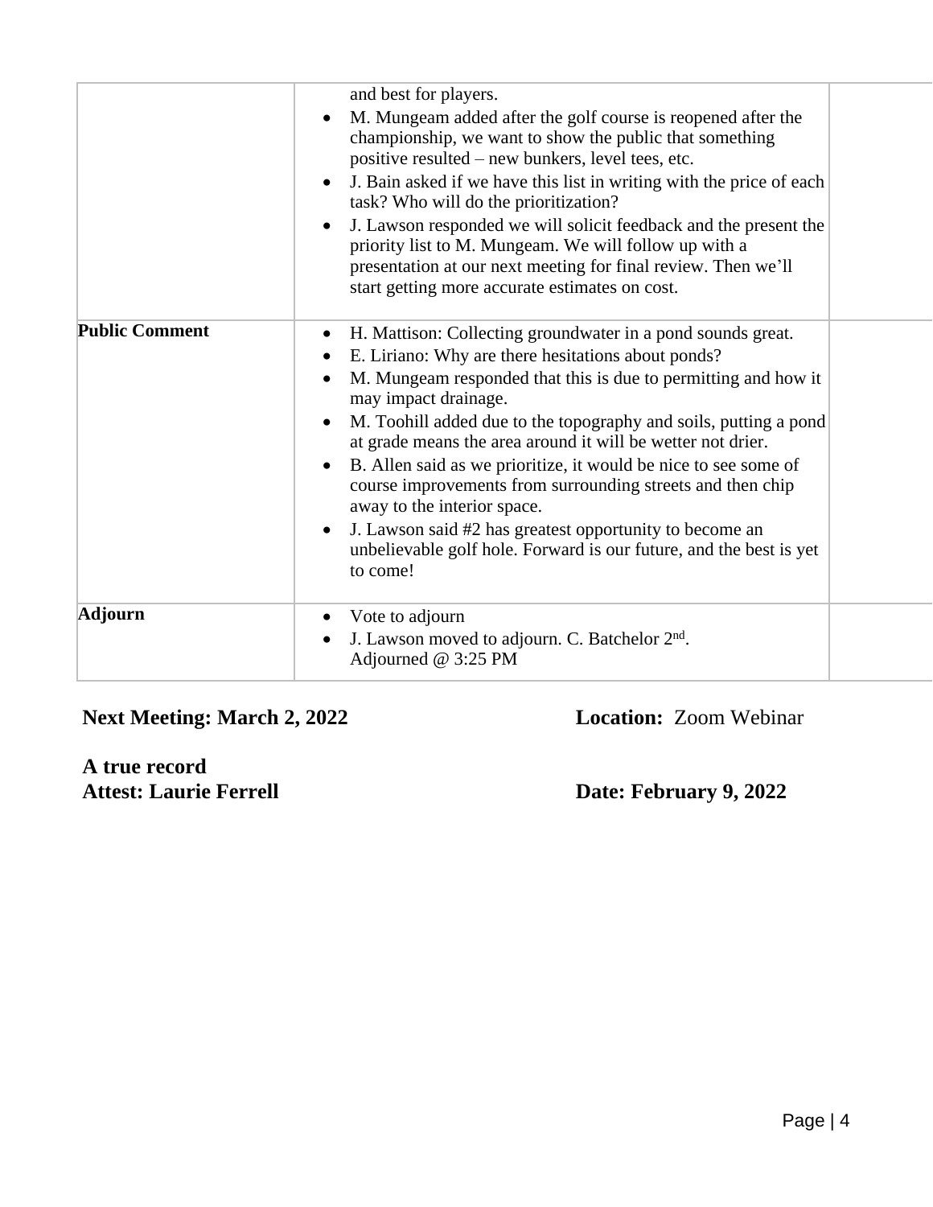| | | |
|---|---|---|
| | and best for players.<br>• M. Mungeam added after the golf course is reopened after the championship, we want to show the public that something positive resulted – new bunkers, level tees, etc.<br>• J. Bain asked if we have this list in writing with the price of each task? Who will do the prioritization?<br>• J. Lawson responded we will solicit feedback and the present the priority list to M. Mungeam. We will follow up with a presentation at our next meeting for final review. Then we'll start getting more accurate estimates on cost. | |
| **Public Comment** | • H. Mattison: Collecting groundwater in a pond sounds great.<br>• E. Liriano: Why are there hesitations about ponds?<br>• M. Mungeam responded that this is due to permitting and how it may impact drainage.<br>• M. Toohill added due to the topography and soils, putting a pond at grade means the area around it will be wetter not drier.<br>• B. Allen said as we prioritize, it would be nice to see some of course improvements from surrounding streets and then chip away to the interior space.<br>• J. Lawson said #2 has greatest opportunity to become an unbelievable golf hole. Forward is our future, and the best is yet to come! | |
| **Adjourn** | • Vote to adjourn<br>• J. Lawson moved to adjourn. C. Batchelor 2nd.<br>Adjourned @ 3:25 PM | |

**Next Meeting: March 2, 2022** **Location:** Zoom Webinar

**A true record**
**Attest: Laurie Ferrell** **Date: February 9, 2022**